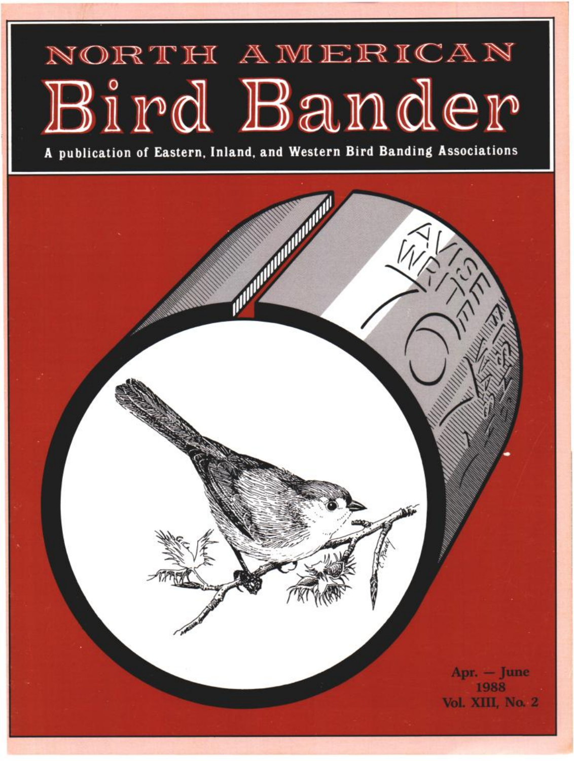# NORTH AMERICAN Bird Bander

**A publication of Eastern, Inland, and Western Bird Banding Associations**

Apr. — June
1988
Vol. XIII, No. 2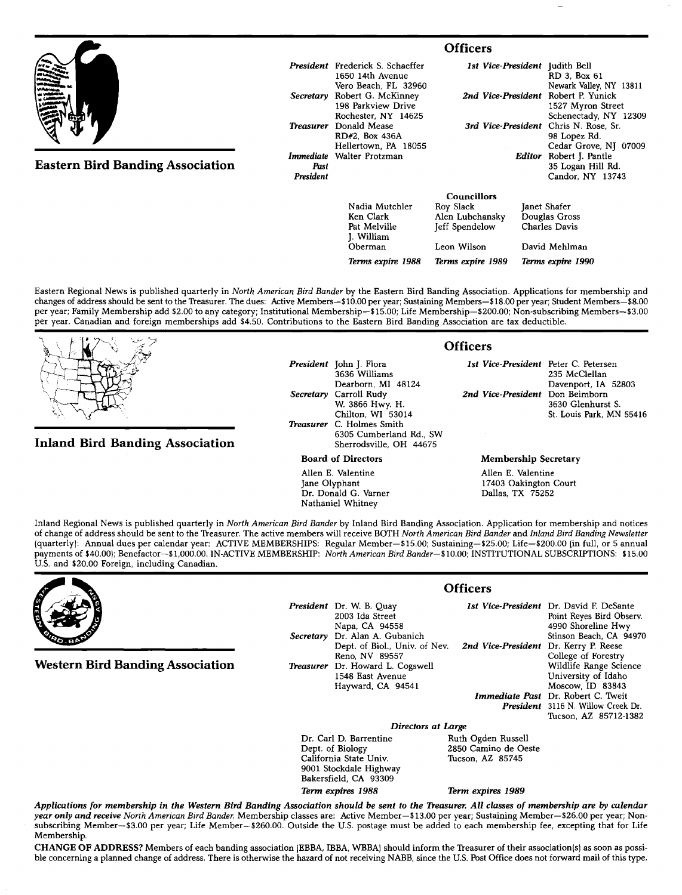## Eastern Bird Banding Association

### Officers

*President* Frederick S. Schaeffer
1650 14th Avenue
Vero Beach, FL 32960

*Secretary* Robert G. McKinney
198 Parkview Drive
Rochester, NY 14625

*Treasurer* Donald Mease
RD#2, Box 436A
Hellertown, PA 18055

*Immediate Past President* Walter Protzman

*1st Vice-President* Judith Bell
RD 3, Box 61
Newark Valley, NY 13811

*2nd Vice-President* Robert P. Yunick
1527 Myron Street
Schenectady, NY 12309

*3rd Vice-President* Chris N. Rose, Sr.
98 Lopez Rd.
Cedar Grove, NJ 07009

*Editor* Robert J. Pantle
35 Logan Hill Rd.
Candor, NY 13743

**Councillors**

| | | |
|---|---|---|
| Nadia Mutchler | Roy Slack | Janet Shafer |
| Ken Clark | Alen Lubchansky | Douglas Gross |
| Pat Melville | Jeff Spendelow | Charles Davis |
| J. William Oberman | Leon Wilson | David Mehlman |
| *Terms expire 1988* | *Terms expire 1989* | *Terms expire 1990* |

Eastern Regional News is published quarterly in *North American Bird Bander* by the Eastern Bird Banding Association. Applications for membership and changes of address should be sent to the Treasurer. The dues: Active Members—$10.00 per year; Sustaining Members—$18.00 per year; Student Members—$8.00 per year; Family Membership add $2.00 to any category; Institutional Membership—$15.00; Life Membership—$200.00; Non-subscribing Members—$3.00 per year. Canadian and foreign memberships add $4.50. Contributions to the Eastern Bird Banding Association are tax deductible.

## Inland Bird Banding Association

### Officers

*President* John J. Flora
3636 Williams
Dearborn, MI 48124

*Secretary* Carroll Rudy
W. 3866 Hwy. H.
Chilton, WI 53014

*Treasurer* C. Holmes Smith
6305 Cumberland Rd., SW
Sherrodsville, OH 44675

*1st Vice-President* Peter C. Petersen
235 McClellan
Davenport, IA 52803

*2nd Vice-President* Don Beimborn
3630 Glenhurst S.
St. Louis Park, MN 55416

**Board of Directors**

Allen E. Valentine
Jane Olyphant
Dr. Donald G. Varner
Nathaniel Whitney

**Membership Secretary**

Allen E. Valentine
17403 Oakington Court
Dallas, TX 75252

Inland Regional News is published quarterly in *North American Bird Bander* by Inland Bird Banding Association. Application for membership and notices of change of address should be sent to the Treasurer. The active members will receive BOTH *North American Bird Bander* and *Inland Bird Banding Newsletter* (quarterly): Annual dues per calendar year: ACTIVE MEMBERSHIPS: Regular Member—$15.00; Sustaining—$25.00; Life—$200.00 (in full, or 5 annual payments of $40.00); Benefactor—$1,000.00. IN-ACTIVE MEMBERSHIP: *North American Bird Bander*—$10.00; INSTITUTIONAL SUBSCRIPTIONS: $15.00 U.S. and $20.00 Foreign, including Canadian.

## Western Bird Banding Association

### Officers

*President* Dr. W. B. Quay
2003 Ida Street
Napa, CA 94558

*Secretary* Dr. Alan A. Gubanich
Dept. of Biol., Univ. of Nev.
Reno, NV 89557

*Treasurer* Dr. Howard L. Cogswell
1548 East Avenue
Hayward, CA 94541

*1st Vice-President* Dr. David F. DeSante
Point Reyes Bird Observ.
4990 Shoreline Hwy
Stinson Beach, CA 94970

*2nd Vice-President* Dr. Kerry P. Reese
College of Forestry
Wildlife Range Science
University of Idaho
Moscow, ID 83843

*Immediate Past President* Dr. Robert C. Tweit
3116 N. Willow Creek Dr.
Tucson, AZ 85712-1382

*Directors at Large*

Dr. Carl D. Barrentine
Dept. of Biology
California State Univ.
9001 Stockdale Highway
Bakersfield, CA 93309
*Term expires 1988*

Ruth Ogden Russell
2850 Camino de Oeste
Tucson, AZ 85745
*Term expires 1989*

***Applications for membership in the Western Bird Banding Association should be sent to the Treasurer. All classes of membership are by calendar year only and receive*** *North American Bird Bander.* Membership classes are: Active Member—$13.00 per year; Sustaining Member—$26.00 per year; Non-subscribing Member—$3.00 per year; Life Member—$260.00. Outside the U.S. postage must be added to each membership fee, excepting that for Life Membership.

**CHANGE OF ADDRESS?** Members of each banding association (EBBA, IBBA, WBBA) should inform the Treasurer of their association(s) as soon as possible concerning a planned change of address. There is otherwise the hazard of not receiving NABB, since the U.S. Post Office does not forward mail of this type.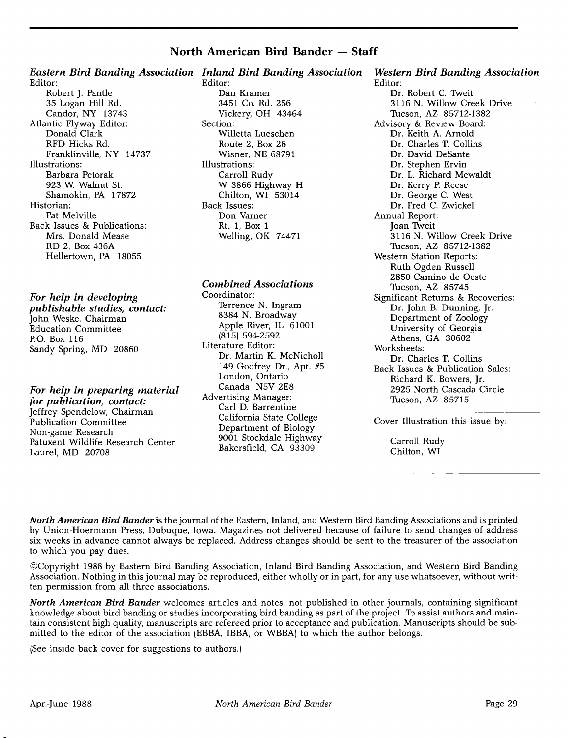# North American Bird Bander — Staff

### *Eastern Bird Banding Association*

Editor:
Robert J. Pantle
35 Logan Hill Rd.
Candor, NY 13743

Atlantic Flyway Editor:
Donald Clark
RFD Hicks Rd.
Franklinville, NY 14737

Illustrations:
Barbara Petorak
923 W. Walnut St.
Shamokin, PA 17872

Historian:
Pat Melville

Back Issues & Publications:
Mrs. Donald Mease
RD 2, Box 436A
Hellertown, PA 18055

### *For help in developing publishable studies, contact:*

John Weske, Chairman
Education Committee
P.O. Box 116
Sandy Spring, MD 20860

### *For help in preparing material for publication, contact:*

Jeffrey Spendelow, Chairman
Publication Committee
Non-game Research
Patuxent Wildlife Research Center
Laurel, MD 20708

### *Inland Bird Banding Association*

Editor:
Dan Kramer
3451 Co. Rd. 256
Vickery, OH 43464

Section:
Willetta Lueschen
Route 2, Box 26
Wisner, NE 68791

Illustrations:
Carroll Rudy
W 3866 Highway H
Chilton, WI 53014

Back Issues:
Don Varner
Rt. 1, Box 1
Welling, OK 74471

### *Combined Associations*

Coordinator:
Terrence N. Ingram
8384 N. Broadway
Apple River, IL 61001
(815) 594-2592

Literature Editor:
Dr. Martin K. McNicholl
149 Godfrey Dr., Apt. #5
London, Ontario
Canada N5V 2E8

Advertising Manager:
Carl D. Barrentine
California State College
Department of Biology
9001 Stockdale Highway
Bakersfield, CA 93309

### *Western Bird Banding Association*

Editor:
Dr. Robert C. Tweit
3116 N. Willow Creek Drive
Tucson, AZ 85712-1382

Advisory & Review Board:
Dr. Keith A. Arnold
Dr. Charles T. Collins
Dr. David DeSante
Dr. Stephen Ervin
Dr. L. Richard Mewaldt
Dr. Kerry P. Reese
Dr. George C. West
Dr. Fred C. Zwickel

Annual Report:
Joan Tweit
3116 N. Willow Creek Drive
Tucson, AZ 85712-1382

Western Station Reports:
Ruth Ogden Russell
2850 Camino de Oeste
Tucson, AZ 85745

Significant Returns & Recoveries:
Dr. John B. Dunning, Jr.
Department of Zoology
University of Georgia
Athens, GA 30602

Worksheets:
Dr. Charles T. Collins

Back Issues & Publication Sales:
Richard K. Bowers, Jr.
2925 North Cascada Circle
Tucson, AZ 85715

---

Cover Illustration this issue by:

Carroll Rudy
Chilton, WI

---

***North American Bird Bander*** is the journal of the Eastern, Inland, and Western Bird Banding Associations and is printed by Union-Hoermann Press, Dubuque, Iowa. Magazines not delivered because of failure to send changes of address six weeks in advance cannot always be replaced. Address changes should be sent to the treasurer of the association to which you pay dues.

©Copyright 1988 by Eastern Bird Banding Association, Inland Bird Banding Association, and Western Bird Banding Association. Nothing in this journal may be reproduced, either wholly or in part, for any use whatsoever, without written permission from all three associations.

***North American Bird Bander*** welcomes articles and notes, not published in other journals, containing significant knowledge about bird banding or studies incorporating bird banding as part of the project. To assist authors and maintain consistent high quality, manuscripts are refereed prior to acceptance and publication. Manuscripts should be submitted to the editor of the association (EBBA, IBBA, or WBBA) to which the author belongs.

(See inside back cover for suggestions to authors.)